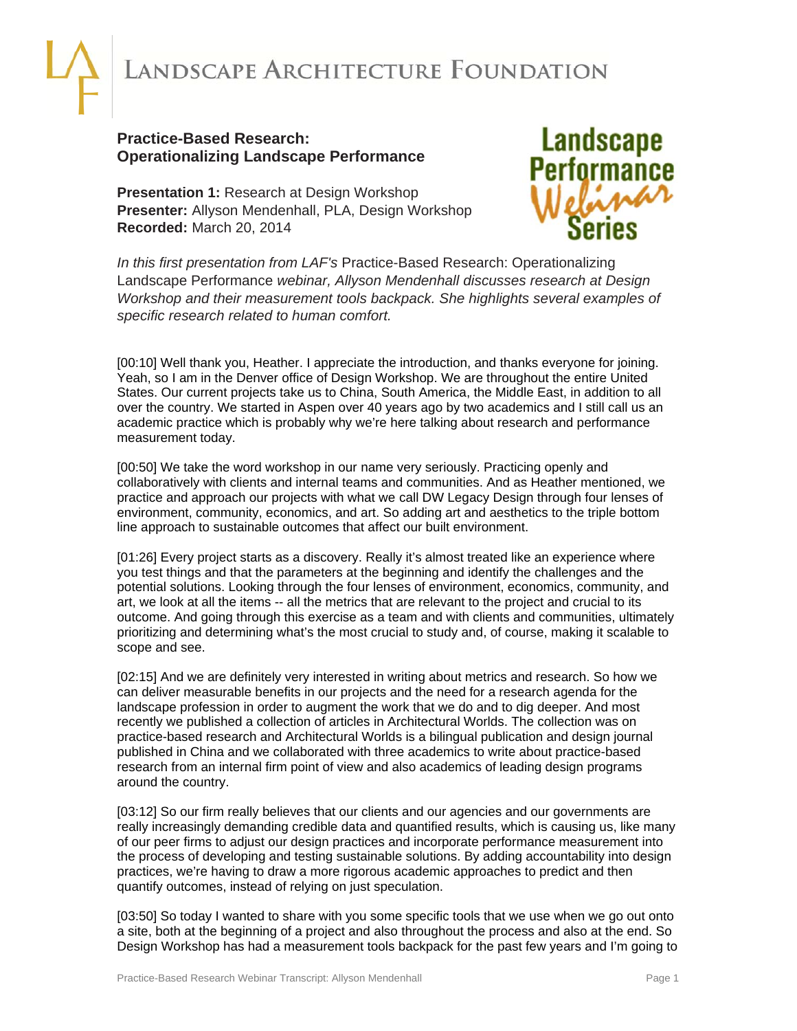# Landscape Architecture Foundation

## Practice-Based Research: Operationalizing Landscape Performance

**Presentation 1:** Research at Design Workshop
**Presenter:** Allyson Mendenhall, PLA, Design Workshop
**Recorded:** March 20, 2014

Landscape Performance Webinar Series

*In this first presentation from LAF's* Practice-Based Research: Operationalizing Landscape Performance *webinar, Allyson Mendenhall discusses research at Design Workshop and their measurement tools backpack. She highlights several examples of specific research related to human comfort.*

[00:10] Well thank you, Heather. I appreciate the introduction, and thanks everyone for joining. Yeah, so I am in the Denver office of Design Workshop. We are throughout the entire United States. Our current projects take us to China, South America, the Middle East, in addition to all over the country. We started in Aspen over 40 years ago by two academics and I still call us an academic practice which is probably why we're here talking about research and performance measurement today.

[00:50] We take the word workshop in our name very seriously. Practicing openly and collaboratively with clients and internal teams and communities. And as Heather mentioned, we practice and approach our projects with what we call DW Legacy Design through four lenses of environment, community, economics, and art. So adding art and aesthetics to the triple bottom line approach to sustainable outcomes that affect our built environment.

[01:26] Every project starts as a discovery. Really it's almost treated like an experience where you test things and that the parameters at the beginning and identify the challenges and the potential solutions. Looking through the four lenses of environment, economics, community, and art, we look at all the items -- all the metrics that are relevant to the project and crucial to its outcome. And going through this exercise as a team and with clients and communities, ultimately prioritizing and determining what's the most crucial to study and, of course, making it scalable to scope and see.

[02:15] And we are definitely very interested in writing about metrics and research. So how we can deliver measurable benefits in our projects and the need for a research agenda for the landscape profession in order to augment the work that we do and to dig deeper. And most recently we published a collection of articles in Architectural Worlds. The collection was on practice-based research and Architectural Worlds is a bilingual publication and design journal published in China and we collaborated with three academics to write about practice-based research from an internal firm point of view and also academics of leading design programs around the country.

[03:12] So our firm really believes that our clients and our agencies and our governments are really increasingly demanding credible data and quantified results, which is causing us, like many of our peer firms to adjust our design practices and incorporate performance measurement into the process of developing and testing sustainable solutions. By adding accountability into design practices, we're having to draw a more rigorous academic approaches to predict and then quantify outcomes, instead of relying on just speculation.

[03:50] So today I wanted to share with you some specific tools that we use when we go out onto a site, both at the beginning of a project and also throughout the process and also at the end. So Design Workshop has had a measurement tools backpack for the past few years and I'm going to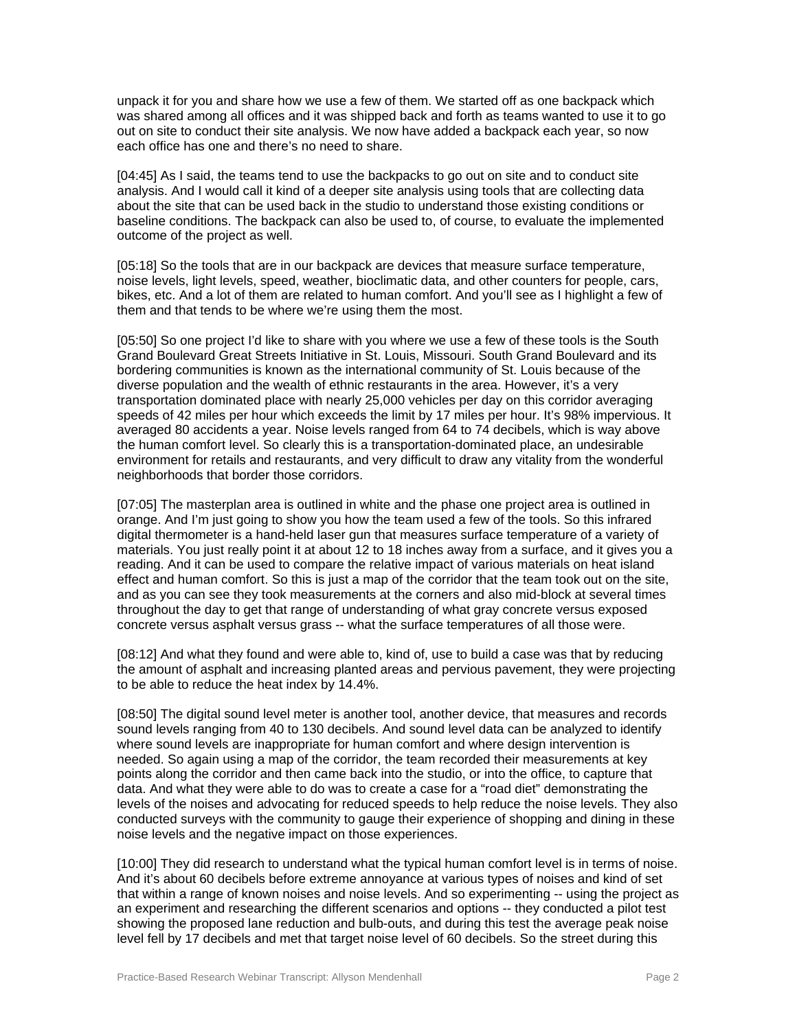unpack it for you and share how we use a few of them. We started off as one backpack which was shared among all offices and it was shipped back and forth as teams wanted to use it to go out on site to conduct their site analysis. We now have added a backpack each year, so now each office has one and there's no need to share.

[04:45] As I said, the teams tend to use the backpacks to go out on site and to conduct site analysis. And I would call it kind of a deeper site analysis using tools that are collecting data about the site that can be used back in the studio to understand those existing conditions or baseline conditions. The backpack can also be used to, of course, to evaluate the implemented outcome of the project as well.

[05:18] So the tools that are in our backpack are devices that measure surface temperature, noise levels, light levels, speed, weather, bioclimatic data, and other counters for people, cars, bikes, etc. And a lot of them are related to human comfort. And you'll see as I highlight a few of them and that tends to be where we're using them the most.

[05:50] So one project I'd like to share with you where we use a few of these tools is the South Grand Boulevard Great Streets Initiative in St. Louis, Missouri. South Grand Boulevard and its bordering communities is known as the international community of St. Louis because of the diverse population and the wealth of ethnic restaurants in the area. However, it's a very transportation dominated place with nearly 25,000 vehicles per day on this corridor averaging speeds of 42 miles per hour which exceeds the limit by 17 miles per hour. It's 98% impervious. It averaged 80 accidents a year. Noise levels ranged from 64 to 74 decibels, which is way above the human comfort level. So clearly this is a transportation-dominated place, an undesirable environment for retails and restaurants, and very difficult to draw any vitality from the wonderful neighborhoods that border those corridors.

[07:05] The masterplan area is outlined in white and the phase one project area is outlined in orange. And I'm just going to show you how the team used a few of the tools. So this infrared digital thermometer is a hand-held laser gun that measures surface temperature of a variety of materials. You just really point it at about 12 to 18 inches away from a surface, and it gives you a reading. And it can be used to compare the relative impact of various materials on heat island effect and human comfort. So this is just a map of the corridor that the team took out on the site, and as you can see they took measurements at the corners and also mid-block at several times throughout the day to get that range of understanding of what gray concrete versus exposed concrete versus asphalt versus grass -- what the surface temperatures of all those were.

[08:12] And what they found and were able to, kind of, use to build a case was that by reducing the amount of asphalt and increasing planted areas and pervious pavement, they were projecting to be able to reduce the heat index by 14.4%.

[08:50] The digital sound level meter is another tool, another device, that measures and records sound levels ranging from 40 to 130 decibels. And sound level data can be analyzed to identify where sound levels are inappropriate for human comfort and where design intervention is needed. So again using a map of the corridor, the team recorded their measurements at key points along the corridor and then came back into the studio, or into the office, to capture that data. And what they were able to do was to create a case for a "road diet" demonstrating the levels of the noises and advocating for reduced speeds to help reduce the noise levels. They also conducted surveys with the community to gauge their experience of shopping and dining in these noise levels and the negative impact on those experiences.

[10:00] They did research to understand what the typical human comfort level is in terms of noise. And it's about 60 decibels before extreme annoyance at various types of noises and kind of set that within a range of known noises and noise levels. And so experimenting -- using the project as an experiment and researching the different scenarios and options -- they conducted a pilot test showing the proposed lane reduction and bulb-outs, and during this test the average peak noise level fell by 17 decibels and met that target noise level of 60 decibels. So the street during this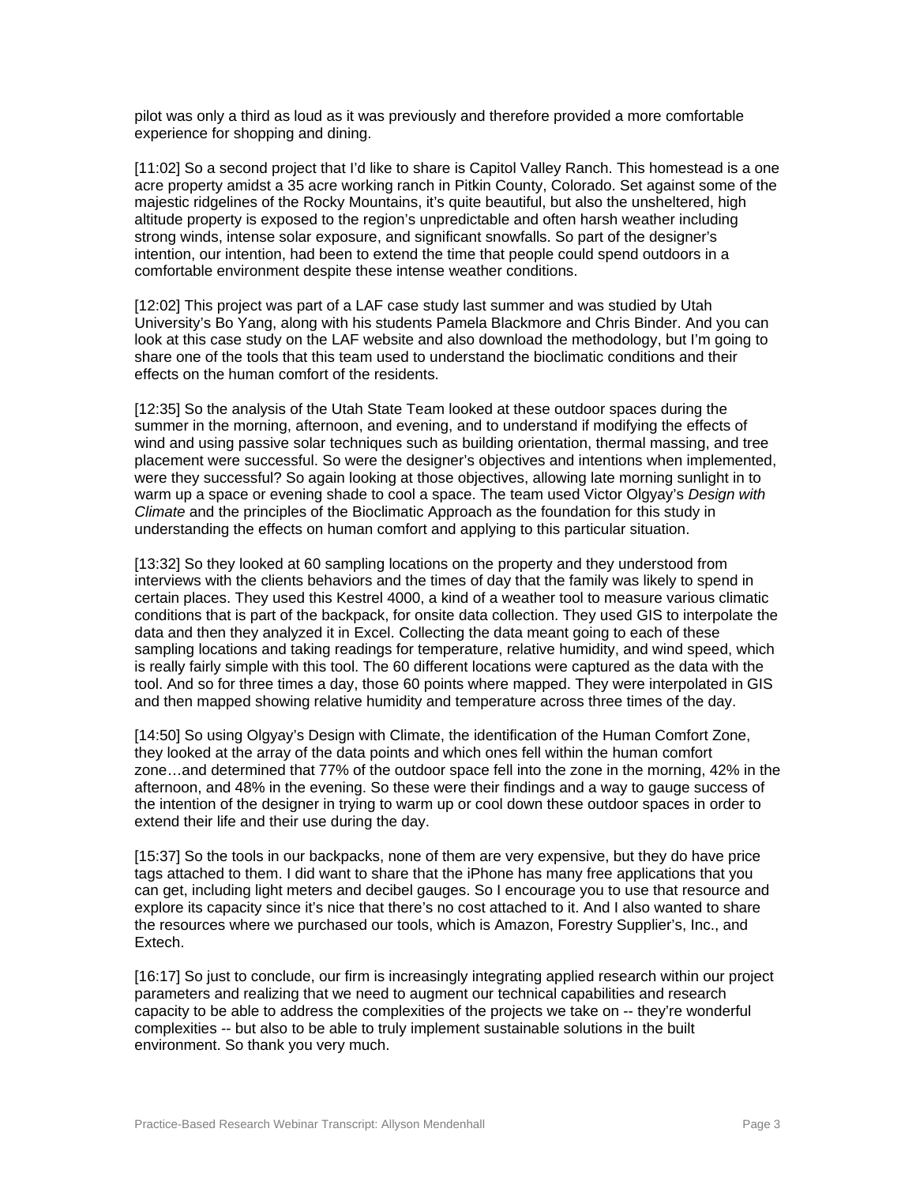pilot was only a third as loud as it was previously and therefore provided a more comfortable experience for shopping and dining.

[11:02] So a second project that I'd like to share is Capitol Valley Ranch. This homestead is a one acre property amidst a 35 acre working ranch in Pitkin County, Colorado. Set against some of the majestic ridgelines of the Rocky Mountains, it's quite beautiful, but also the unsheltered, high altitude property is exposed to the region's unpredictable and often harsh weather including strong winds, intense solar exposure, and significant snowfalls. So part of the designer's intention, our intention, had been to extend the time that people could spend outdoors in a comfortable environment despite these intense weather conditions.

[12:02] This project was part of a LAF case study last summer and was studied by Utah University's Bo Yang, along with his students Pamela Blackmore and Chris Binder. And you can look at this case study on the LAF website and also download the methodology, but I'm going to share one of the tools that this team used to understand the bioclimatic conditions and their effects on the human comfort of the residents.

[12:35] So the analysis of the Utah State Team looked at these outdoor spaces during the summer in the morning, afternoon, and evening, and to understand if modifying the effects of wind and using passive solar techniques such as building orientation, thermal massing, and tree placement were successful. So were the designer's objectives and intentions when implemented, were they successful? So again looking at those objectives, allowing late morning sunlight in to warm up a space or evening shade to cool a space. The team used Victor Olgyay's *Design with Climate* and the principles of the Bioclimatic Approach as the foundation for this study in understanding the effects on human comfort and applying to this particular situation.

[13:32] So they looked at 60 sampling locations on the property and they understood from interviews with the clients behaviors and the times of day that the family was likely to spend in certain places. They used this Kestrel 4000, a kind of a weather tool to measure various climatic conditions that is part of the backpack, for onsite data collection. They used GIS to interpolate the data and then they analyzed it in Excel. Collecting the data meant going to each of these sampling locations and taking readings for temperature, relative humidity, and wind speed, which is really fairly simple with this tool. The 60 different locations were captured as the data with the tool. And so for three times a day, those 60 points where mapped. They were interpolated in GIS and then mapped showing relative humidity and temperature across three times of the day.

[14:50] So using Olgyay's Design with Climate, the identification of the Human Comfort Zone, they looked at the array of the data points and which ones fell within the human comfort zone…and determined that 77% of the outdoor space fell into the zone in the morning, 42% in the afternoon, and 48% in the evening. So these were their findings and a way to gauge success of the intention of the designer in trying to warm up or cool down these outdoor spaces in order to extend their life and their use during the day.

[15:37] So the tools in our backpacks, none of them are very expensive, but they do have price tags attached to them. I did want to share that the iPhone has many free applications that you can get, including light meters and decibel gauges. So I encourage you to use that resource and explore its capacity since it's nice that there's no cost attached to it. And I also wanted to share the resources where we purchased our tools, which is Amazon, Forestry Supplier's, Inc., and Extech.

[16:17] So just to conclude, our firm is increasingly integrating applied research within our project parameters and realizing that we need to augment our technical capabilities and research capacity to be able to address the complexities of the projects we take on -- they're wonderful complexities -- but also to be able to truly implement sustainable solutions in the built environment. So thank you very much.